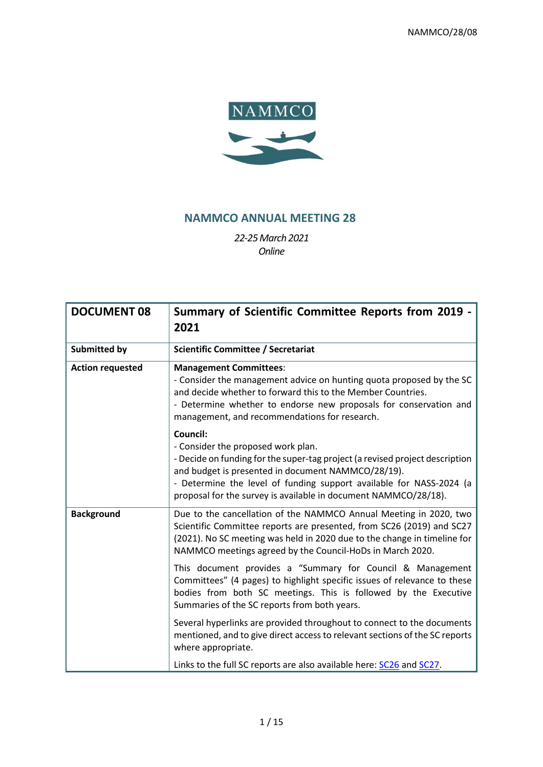NAMMCO/28/08

# NAMMCO ANNUAL MEETING 28

*22-25 March 2021*
*Online*

| **DOCUMENT 08** | **Summary of Scientific Committee Reports from 2019 - 2021** |
|---|---|
| **Submitted by** | **Scientific Committee / Secretariat** |
| **Action requested** | **Management Committees**:<br>- Consider the management advice on hunting quota proposed by the SC and decide whether to forward this to the Member Countries.<br>- Determine whether to endorse new proposals for conservation and management, and recommendations for research.<br><br>**Council:**<br>- Consider the proposed work plan.<br>- Decide on funding for the super-tag project (a revised project description and budget is presented in document NAMMCO/28/19).<br>- Determine the level of funding support available for NASS-2024 (a proposal for the survey is available in document NAMMCO/28/18). |
| **Background** | Due to the cancellation of the NAMMCO Annual Meeting in 2020, two Scientific Committee reports are presented, from SC26 (2019) and SC27 (2021). No SC meeting was held in 2020 due to the change in timeline for NAMMCO meetings agreed by the Council-HoDs in March 2020.<br><br>This document provides a "Summary for Council & Management Committees" (4 pages) to highlight specific issues of relevance to these bodies from both SC meetings. This is followed by the Executive Summaries of the SC reports from both years.<br><br>Several hyperlinks are provided throughout to connect to the documents mentioned, and to give direct access to relevant sections of the SC reports where appropriate.<br><br>Links to the full SC reports are also available here: SC26 and SC27. |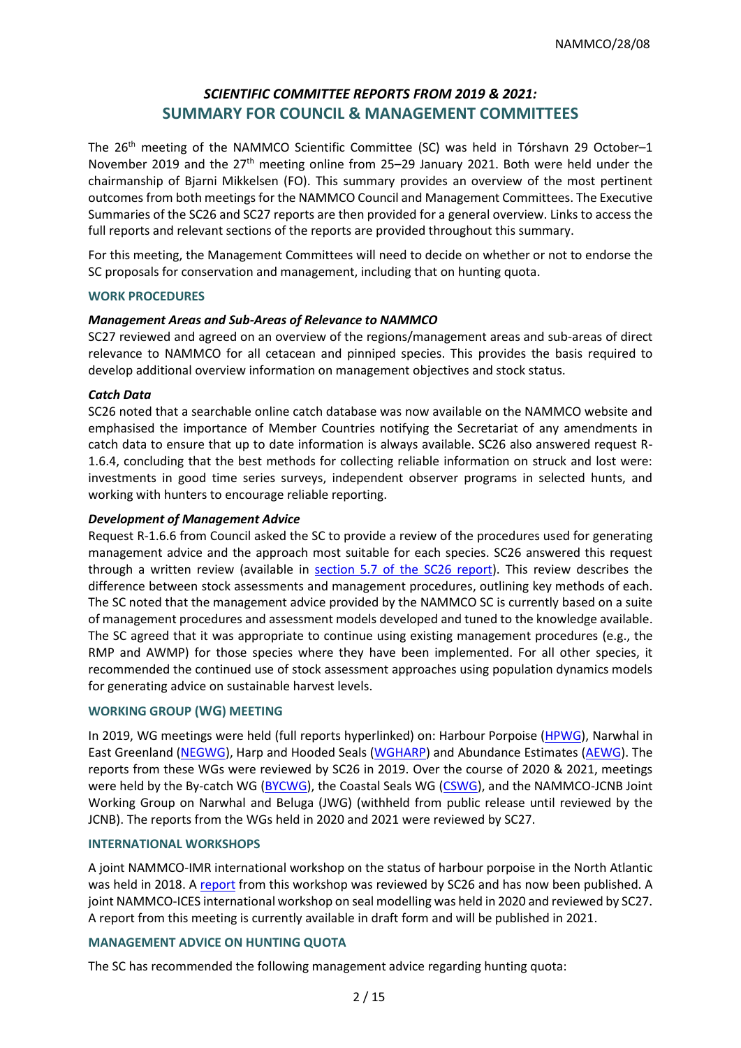NAMMCO/28/08

# *SCIENTIFIC COMMITTEE REPORTS FROM 2019 & 2021:*
# SUMMARY FOR COUNCIL & MANAGEMENT COMMITTEES

The 26th meeting of the NAMMCO Scientific Committee (SC) was held in Tórshavn 29 October–1 November 2019 and the 27th meeting online from 25–29 January 2021. Both were held under the chairmanship of Bjarni Mikkelsen (FO). This summary provides an overview of the most pertinent outcomes from both meetings for the NAMMCO Council and Management Committees. The Executive Summaries of the SC26 and SC27 reports are then provided for a general overview. Links to access the full reports and relevant sections of the reports are provided throughout this summary.

For this meeting, the Management Committees will need to decide on whether or not to endorse the SC proposals for conservation and management, including that on hunting quota.

## WORK PROCEDURES

### *Management Areas and Sub-Areas of Relevance to NAMMCO*

SC27 reviewed and agreed on an overview of the regions/management areas and sub-areas of direct relevance to NAMMCO for all cetacean and pinniped species. This provides the basis required to develop additional overview information on management objectives and stock status.

### *Catch Data*

SC26 noted that a searchable online catch database was now available on the NAMMCO website and emphasised the importance of Member Countries notifying the Secretariat of any amendments in catch data to ensure that up to date information is always available. SC26 also answered request R-1.6.4, concluding that the best methods for collecting reliable information on struck and lost were: investments in good time series surveys, independent observer programs in selected hunts, and working with hunters to encourage reliable reporting.

### *Development of Management Advice*

Request R-1.6.6 from Council asked the SC to provide a review of the procedures used for generating management advice and the approach most suitable for each species. SC26 answered this request through a written review (available in section 5.7 of the SC26 report). This review describes the difference between stock assessments and management procedures, outlining key methods of each. The SC noted that the management advice provided by the NAMMCO SC is currently based on a suite of management procedures and assessment models developed and tuned to the knowledge available. The SC agreed that it was appropriate to continue using existing management procedures (e.g., the RMP and AWMP) for those species where they have been implemented. For all other species, it recommended the continued use of stock assessment approaches using population dynamics models for generating advice on sustainable harvest levels.

## WORKING GROUP (WG) MEETING

In 2019, WG meetings were held (full reports hyperlinked) on: Harbour Porpoise (HPWG), Narwhal in East Greenland (NEGWG), Harp and Hooded Seals (WGHARP) and Abundance Estimates (AEWG). The reports from these WGs were reviewed by SC26 in 2019. Over the course of 2020 & 2021, meetings were held by the By-catch WG (BYCWG), the Coastal Seals WG (CSWG), and the NAMMCO-JCNB Joint Working Group on Narwhal and Beluga (JWG) (withheld from public release until reviewed by the JCNB). The reports from the WGs held in 2020 and 2021 were reviewed by SC27.

## INTERNATIONAL WORKSHOPS

A joint NAMMCO-IMR international workshop on the status of harbour porpoise in the North Atlantic was held in 2018. A report from this workshop was reviewed by SC26 and has now been published. A joint NAMMCO-ICES international workshop on seal modelling was held in 2020 and reviewed by SC27. A report from this meeting is currently available in draft form and will be published in 2021.

## MANAGEMENT ADVICE ON HUNTING QUOTA

The SC has recommended the following management advice regarding hunting quota: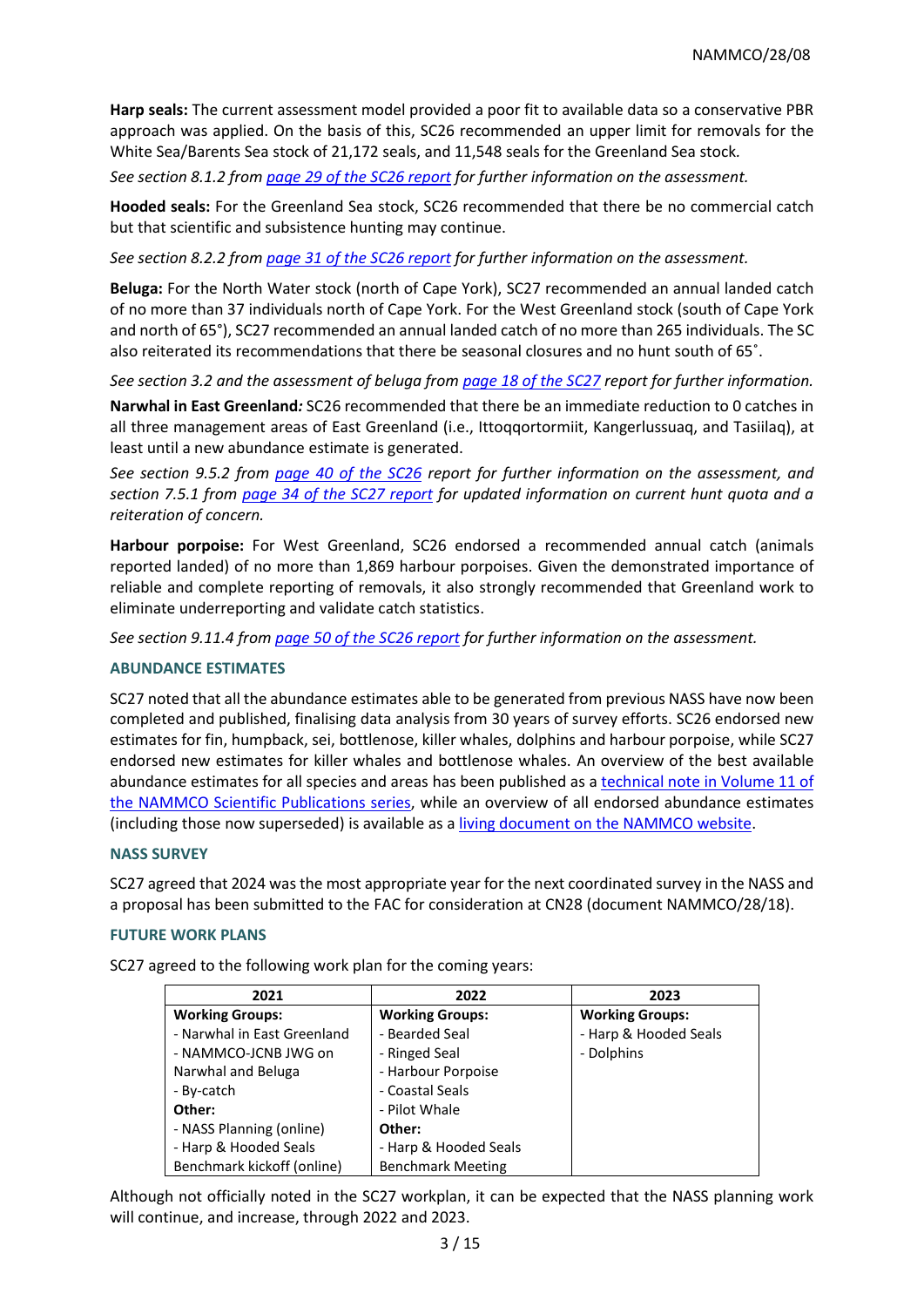**Harp seals:** The current assessment model provided a poor fit to available data so a conservative PBR approach was applied. On the basis of this, SC26 recommended an upper limit for removals for the White Sea/Barents Sea stock of 21,172 seals, and 11,548 seals for the Greenland Sea stock.

*See section 8.1.2 from page 29 of the SC26 report for further information on the assessment.*

**Hooded seals:** For the Greenland Sea stock, SC26 recommended that there be no commercial catch but that scientific and subsistence hunting may continue.

*See section 8.2.2 from page 31 of the SC26 report for further information on the assessment.*

**Beluga:** For the North Water stock (north of Cape York), SC27 recommended an annual landed catch of no more than 37 individuals north of Cape York. For the West Greenland stock (south of Cape York and north of 65°), SC27 recommended an annual landed catch of no more than 265 individuals. The SC also reiterated its recommendations that there be seasonal closures and no hunt south of 65˚.

*See section 3.2 and the assessment of beluga from page 18 of the SC27 report for further information.*

**Narwhal in East Greenland***:* SC26 recommended that there be an immediate reduction to 0 catches in all three management areas of East Greenland (i.e., Ittoqqortormiit, Kangerlussuaq, and Tasiilaq), at least until a new abundance estimate is generated.

*See section 9.5.2 from page 40 of the SC26 report for further information on the assessment, and section 7.5.1 from page 34 of the SC27 report for updated information on current hunt quota and a reiteration of concern.*

**Harbour porpoise:** For West Greenland, SC26 endorsed a recommended annual catch (animals reported landed) of no more than 1,869 harbour porpoises. Given the demonstrated importance of reliable and complete reporting of removals, it also strongly recommended that Greenland work to eliminate underreporting and validate catch statistics.

*See section 9.11.4 from page 50 of the SC26 report for further information on the assessment.*

### ABUNDANCE ESTIMATES

SC27 noted that all the abundance estimates able to be generated from previous NASS have now been completed and published, finalising data analysis from 30 years of survey efforts. SC26 endorsed new estimates for fin, humpback, sei, bottlenose, killer whales, dolphins and harbour porpoise, while SC27 endorsed new estimates for killer whales and bottlenose whales. An overview of the best available abundance estimates for all species and areas has been published as a technical note in Volume 11 of the NAMMCO Scientific Publications series, while an overview of all endorsed abundance estimates (including those now superseded) is available as a living document on the NAMMCO website.

### NASS SURVEY

SC27 agreed that 2024 was the most appropriate year for the next coordinated survey in the NASS and a proposal has been submitted to the FAC for consideration at CN28 (document NAMMCO/28/18).

### FUTURE WORK PLANS

SC27 agreed to the following work plan for the coming years:

| 2021 | 2022 | 2023 |
|---|---|---|
| **Working Groups:**<br>- Narwhal in East Greenland<br>- NAMMCO-JCNB JWG on Narwhal and Beluga<br>- By-catch<br>**Other:**<br>- NASS Planning (online)<br>- Harp & Hooded Seals Benchmark kickoff (online) | **Working Groups:**<br>- Bearded Seal<br>- Ringed Seal<br>- Harbour Porpoise<br>- Coastal Seals<br>- Pilot Whale<br>**Other:**<br>- Harp & Hooded Seals Benchmark Meeting | **Working Groups:**<br>- Harp & Hooded Seals<br>- Dolphins |

Although not officially noted in the SC27 workplan, it can be expected that the NASS planning work will continue, and increase, through 2022 and 2023.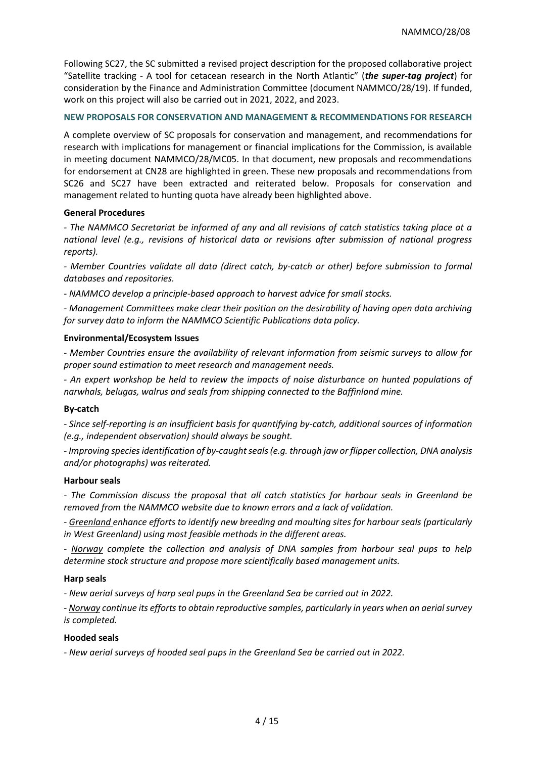Following SC27, the SC submitted a revised project description for the proposed collaborative project "Satellite tracking - A tool for cetacean research in the North Atlantic" (***the super-tag project***) for consideration by the Finance and Administration Committee (document NAMMCO/28/19). If funded, work on this project will also be carried out in 2021, 2022, and 2023.

## NEW PROPOSALS FOR CONSERVATION AND MANAGEMENT & RECOMMENDATIONS FOR RESEARCH

A complete overview of SC proposals for conservation and management, and recommendations for research with implications for management or financial implications for the Commission, is available in meeting document NAMMCO/28/MC05. In that document, new proposals and recommendations for endorsement at CN28 are highlighted in green. These new proposals and recommendations from SC26 and SC27 have been extracted and reiterated below. Proposals for conservation and management related to hunting quota have already been highlighted above.

### General Procedures

*- The NAMMCO Secretariat be informed of any and all revisions of catch statistics taking place at a national level (e.g., revisions of historical data or revisions after submission of national progress reports).*

*- Member Countries validate all data (direct catch, by-catch or other) before submission to formal databases and repositories.*

*- NAMMCO develop a principle-based approach to harvest advice for small stocks.*

*- Management Committees make clear their position on the desirability of having open data archiving for survey data to inform the NAMMCO Scientific Publications data policy.*

### Environmental/Ecosystem Issues

*- Member Countries ensure the availability of relevant information from seismic surveys to allow for proper sound estimation to meet research and management needs.*

*- An expert workshop be held to review the impacts of noise disturbance on hunted populations of narwhals, belugas, walrus and seals from shipping connected to the Baffinland mine.*

### By-catch

*- Since self-reporting is an insufficient basis for quantifying by-catch, additional sources of information (e.g., independent observation) should always be sought.*

*- Improving species identification of by-caught seals (e.g. through jaw or flipper collection, DNA analysis and/or photographs) was reiterated.*

### Harbour seals

*- The Commission discuss the proposal that all catch statistics for harbour seals in Greenland be removed from the NAMMCO website due to known errors and a lack of validation.*

*- <u>Greenland</u> enhance efforts to identify new breeding and moulting sites for harbour seals (particularly in West Greenland) using most feasible methods in the different areas.*

*- <u>Norway</u> complete the collection and analysis of DNA samples from harbour seal pups to help determine stock structure and propose more scientifically based management units.*

### Harp seals

*- New aerial surveys of harp seal pups in the Greenland Sea be carried out in 2022.*

*- <u>Norway</u> continue its efforts to obtain reproductive samples, particularly in years when an aerial survey is completed.*

### Hooded seals

*- New aerial surveys of hooded seal pups in the Greenland Sea be carried out in 2022.*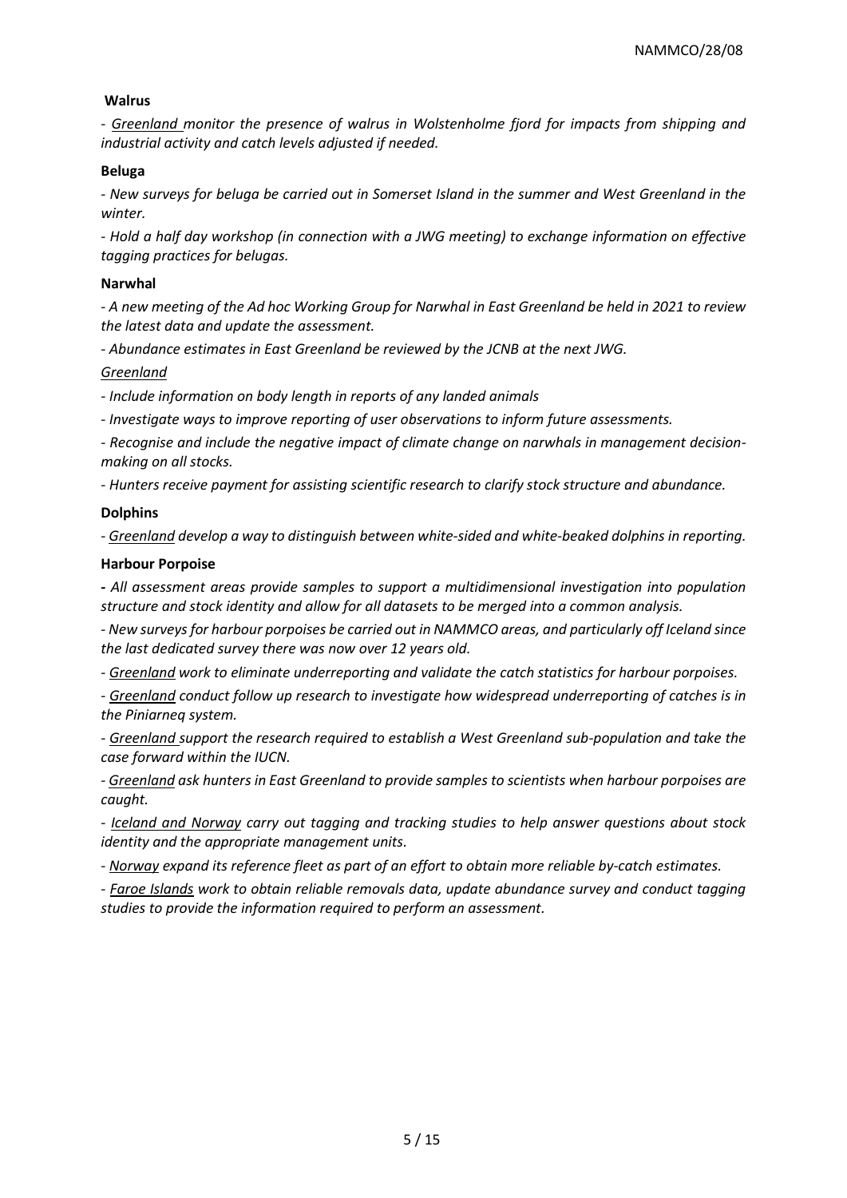**Walrus**

- *Greenland monitor the presence of walrus in Wolstenholme fjord for impacts from shipping and industrial activity and catch levels adjusted if needed.*

**Beluga**

- *New surveys for beluga be carried out in Somerset Island in the summer and West Greenland in the winter.*

- *Hold a half day workshop (in connection with a JWG meeting) to exchange information on effective tagging practices for belugas.*

**Narwhal**

- *A new meeting of the Ad hoc Working Group for Narwhal in East Greenland be held in 2021 to review the latest data and update the assessment.*

- *Abundance estimates in East Greenland be reviewed by the JCNB at the next JWG.*

*Greenland*

- *Include information on body length in reports of any landed animals*

- *Investigate ways to improve reporting of user observations to inform future assessments.*

- *Recognise and include the negative impact of climate change on narwhals in management decision-making on all stocks.*

- *Hunters receive payment for assisting scientific research to clarify stock structure and abundance.*

**Dolphins**

- *Greenland develop a way to distinguish between white-sided and white-beaked dolphins in reporting.*

**Harbour Porpoise**

- *All assessment areas provide samples to support a multidimensional investigation into population structure and stock identity and allow for all datasets to be merged into a common analysis.*

- *New surveys for harbour porpoises be carried out in NAMMCO areas, and particularly off Iceland since the last dedicated survey there was now over 12 years old.*

- *Greenland work to eliminate underreporting and validate the catch statistics for harbour porpoises.*

- *Greenland conduct follow up research to investigate how widespread underreporting of catches is in the Piniarneq system.*

- *Greenland support the research required to establish a West Greenland sub-population and take the case forward within the IUCN.*

- *Greenland ask hunters in East Greenland to provide samples to scientists when harbour porpoises are caught.*

- *Iceland and Norway carry out tagging and tracking studies to help answer questions about stock identity and the appropriate management units.*

- *Norway expand its reference fleet as part of an effort to obtain more reliable by-catch estimates.*

- *Faroe Islands work to obtain reliable removals data, update abundance survey and conduct tagging studies to provide the information required to perform an assessment.*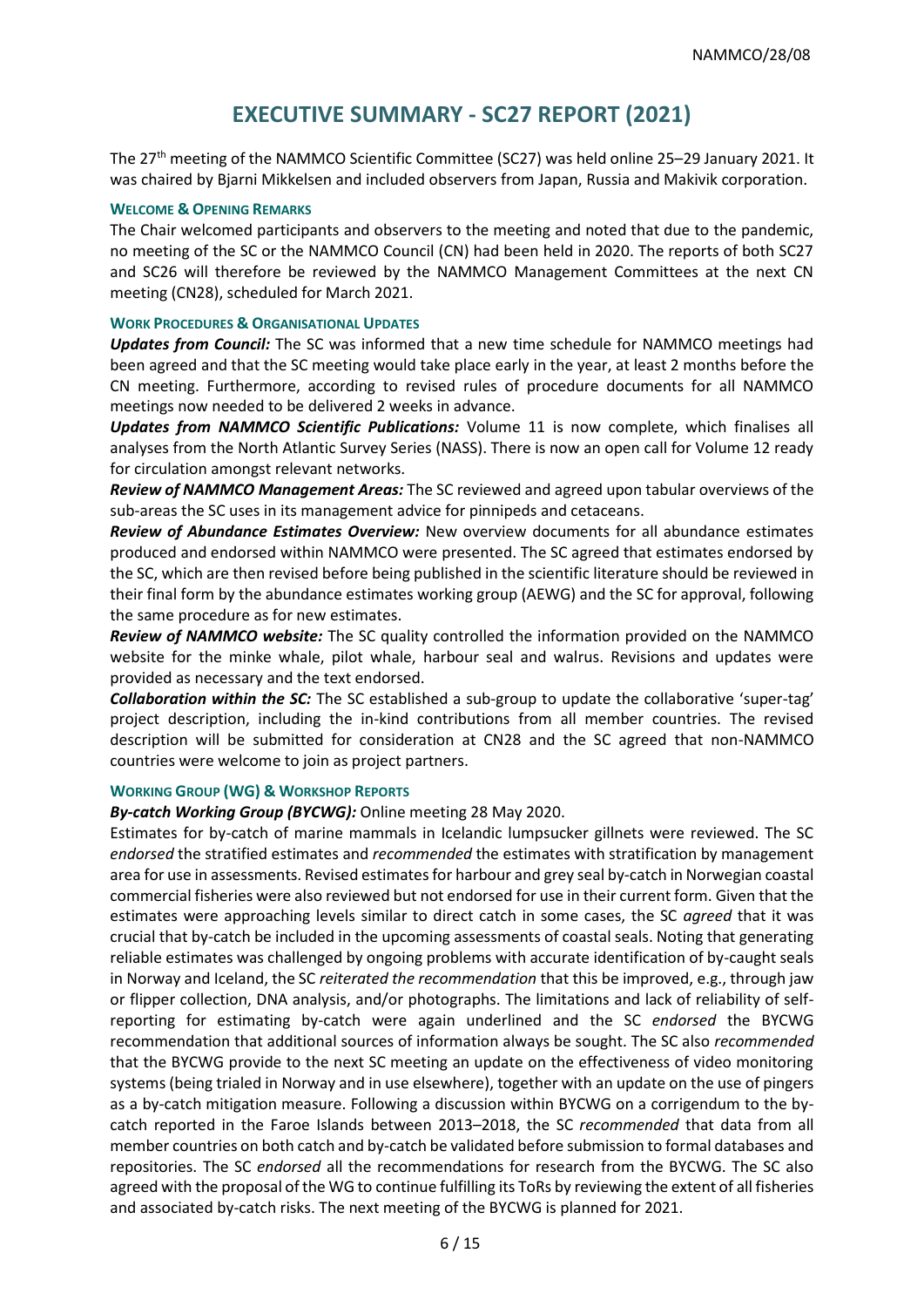# EXECUTIVE SUMMARY - SC27 REPORT (2021)

The 27th meeting of the NAMMCO Scientific Committee (SC27) was held online 25–29 January 2021. It was chaired by Bjarni Mikkelsen and included observers from Japan, Russia and Makivik corporation.

### WELCOME & OPENING REMARKS

The Chair welcomed participants and observers to the meeting and noted that due to the pandemic, no meeting of the SC or the NAMMCO Council (CN) had been held in 2020. The reports of both SC27 and SC26 will therefore be reviewed by the NAMMCO Management Committees at the next CN meeting (CN28), scheduled for March 2021.

### WORK PROCEDURES & ORGANISATIONAL UPDATES

***Updates from Council:*** The SC was informed that a new time schedule for NAMMCO meetings had been agreed and that the SC meeting would take place early in the year, at least 2 months before the CN meeting. Furthermore, according to revised rules of procedure documents for all NAMMCO meetings now needed to be delivered 2 weeks in advance.

***Updates from NAMMCO Scientific Publications:*** Volume 11 is now complete, which finalises all analyses from the North Atlantic Survey Series (NASS). There is now an open call for Volume 12 ready for circulation amongst relevant networks.

***Review of NAMMCO Management Areas:*** The SC reviewed and agreed upon tabular overviews of the sub-areas the SC uses in its management advice for pinnipeds and cetaceans.

***Review of Abundance Estimates Overview:*** New overview documents for all abundance estimates produced and endorsed within NAMMCO were presented. The SC agreed that estimates endorsed by the SC, which are then revised before being published in the scientific literature should be reviewed in their final form by the abundance estimates working group (AEWG) and the SC for approval, following the same procedure as for new estimates.

***Review of NAMMCO website:*** The SC quality controlled the information provided on the NAMMCO website for the minke whale, pilot whale, harbour seal and walrus. Revisions and updates were provided as necessary and the text endorsed.

***Collaboration within the SC:*** The SC established a sub-group to update the collaborative 'super-tag' project description, including the in-kind contributions from all member countries. The revised description will be submitted for consideration at CN28 and the SC agreed that non-NAMMCO countries were welcome to join as project partners.

### WORKING GROUP (WG) & WORKSHOP REPORTS

***By-catch Working Group (BYCWG):*** Online meeting 28 May 2020.

Estimates for by-catch of marine mammals in Icelandic lumpsucker gillnets were reviewed. The SC *endorsed* the stratified estimates and *recommended* the estimates with stratification by management area for use in assessments. Revised estimates for harbour and grey seal by-catch in Norwegian coastal commercial fisheries were also reviewed but not endorsed for use in their current form. Given that the estimates were approaching levels similar to direct catch in some cases, the SC *agreed* that it was crucial that by-catch be included in the upcoming assessments of coastal seals. Noting that generating reliable estimates was challenged by ongoing problems with accurate identification of by-caught seals in Norway and Iceland, the SC *reiterated the recommendation* that this be improved, e.g., through jaw or flipper collection, DNA analysis, and/or photographs. The limitations and lack of reliability of self-reporting for estimating by-catch were again underlined and the SC *endorsed* the BYCWG recommendation that additional sources of information always be sought. The SC also *recommended* that the BYCWG provide to the next SC meeting an update on the effectiveness of video monitoring systems (being trialed in Norway and in use elsewhere), together with an update on the use of pingers as a by-catch mitigation measure. Following a discussion within BYCWG on a corrigendum to the by-catch reported in the Faroe Islands between 2013–2018, the SC *recommended* that data from all member countries on both catch and by-catch be validated before submission to formal databases and repositories. The SC *endorsed* all the recommendations for research from the BYCWG. The SC also agreed with the proposal of the WG to continue fulfilling its ToRs by reviewing the extent of all fisheries and associated by-catch risks. The next meeting of the BYCWG is planned for 2021.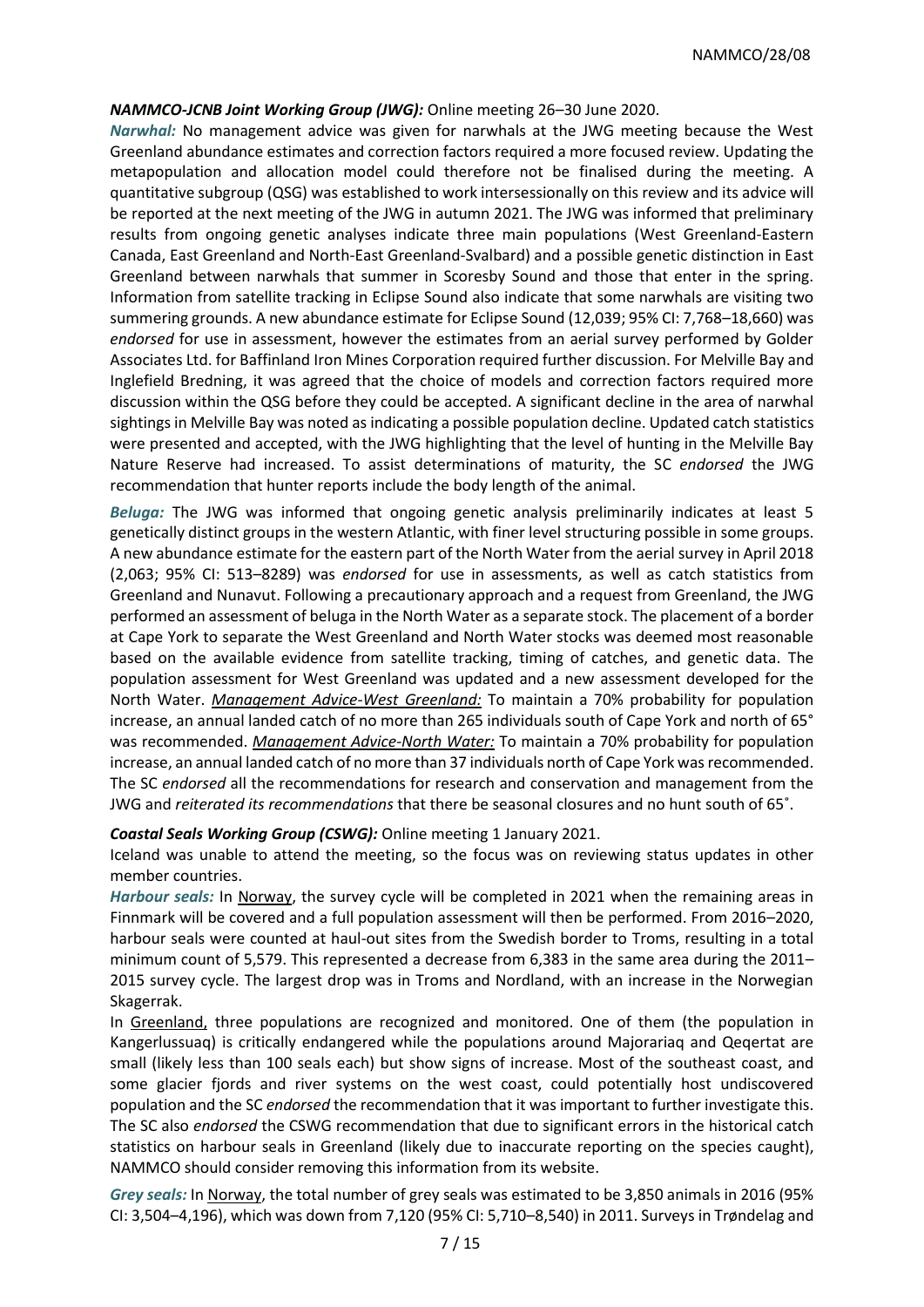***NAMMCO-JCNB Joint Working Group (JWG):*** Online meeting 26–30 June 2020.

***Narwhal:*** No management advice was given for narwhals at the JWG meeting because the West Greenland abundance estimates and correction factors required a more focused review. Updating the metapopulation and allocation model could therefore not be finalised during the meeting. A quantitative subgroup (QSG) was established to work intersessionally on this review and its advice will be reported at the next meeting of the JWG in autumn 2021. The JWG was informed that preliminary results from ongoing genetic analyses indicate three main populations (West Greenland-Eastern Canada, East Greenland and North-East Greenland-Svalbard) and a possible genetic distinction in East Greenland between narwhals that summer in Scoresby Sound and those that enter in the spring. Information from satellite tracking in Eclipse Sound also indicate that some narwhals are visiting two summering grounds. A new abundance estimate for Eclipse Sound (12,039; 95% CI: 7,768–18,660) was *endorsed* for use in assessment, however the estimates from an aerial survey performed by Golder Associates Ltd. for Baffinland Iron Mines Corporation required further discussion. For Melville Bay and Inglefield Bredning, it was agreed that the choice of models and correction factors required more discussion within the QSG before they could be accepted. A significant decline in the area of narwhal sightings in Melville Bay was noted as indicating a possible population decline. Updated catch statistics were presented and accepted, with the JWG highlighting that the level of hunting in the Melville Bay Nature Reserve had increased. To assist determinations of maturity, the SC *endorsed* the JWG recommendation that hunter reports include the body length of the animal.

***Beluga:*** The JWG was informed that ongoing genetic analysis preliminarily indicates at least 5 genetically distinct groups in the western Atlantic, with finer level structuring possible in some groups. A new abundance estimate for the eastern part of the North Water from the aerial survey in April 2018 (2,063; 95% CI: 513–8289) was *endorsed* for use in assessments, as well as catch statistics from Greenland and Nunavut. Following a precautionary approach and a request from Greenland, the JWG performed an assessment of beluga in the North Water as a separate stock. The placement of a border at Cape York to separate the West Greenland and North Water stocks was deemed most reasonable based on the available evidence from satellite tracking, timing of catches, and genetic data. The population assessment for West Greenland was updated and a new assessment developed for the North Water. *Management Advice-West Greenland:* To maintain a 70% probability for population increase, an annual landed catch of no more than 265 individuals south of Cape York and north of 65° was recommended. *Management Advice-North Water:* To maintain a 70% probability for population increase, an annual landed catch of no more than 37 individuals north of Cape York was recommended. The SC *endorsed* all the recommendations for research and conservation and management from the JWG and *reiterated its recommendations* that there be seasonal closures and no hunt south of 65˚.

***Coastal Seals Working Group (CSWG):*** Online meeting 1 January 2021.

Iceland was unable to attend the meeting, so the focus was on reviewing status updates in other member countries.

***Harbour seals:*** In Norway, the survey cycle will be completed in 2021 when the remaining areas in Finnmark will be covered and a full population assessment will then be performed. From 2016–2020, harbour seals were counted at haul-out sites from the Swedish border to Troms, resulting in a total minimum count of 5,579. This represented a decrease from 6,383 in the same area during the 2011–2015 survey cycle. The largest drop was in Troms and Nordland, with an increase in the Norwegian Skagerrak.

In Greenland, three populations are recognized and monitored. One of them (the population in Kangerlussuaq) is critically endangered while the populations around Majorariaq and Qeqertat are small (likely less than 100 seals each) but show signs of increase. Most of the southeast coast, and some glacier fjords and river systems on the west coast, could potentially host undiscovered population and the SC *endorsed* the recommendation that it was important to further investigate this. The SC also *endorsed* the CSWG recommendation that due to significant errors in the historical catch statistics on harbour seals in Greenland (likely due to inaccurate reporting on the species caught), NAMMCO should consider removing this information from its website.

***Grey seals:*** In Norway, the total number of grey seals was estimated to be 3,850 animals in 2016 (95% CI: 3,504–4,196), which was down from 7,120 (95% CI: 5,710–8,540) in 2011. Surveys in Trøndelag and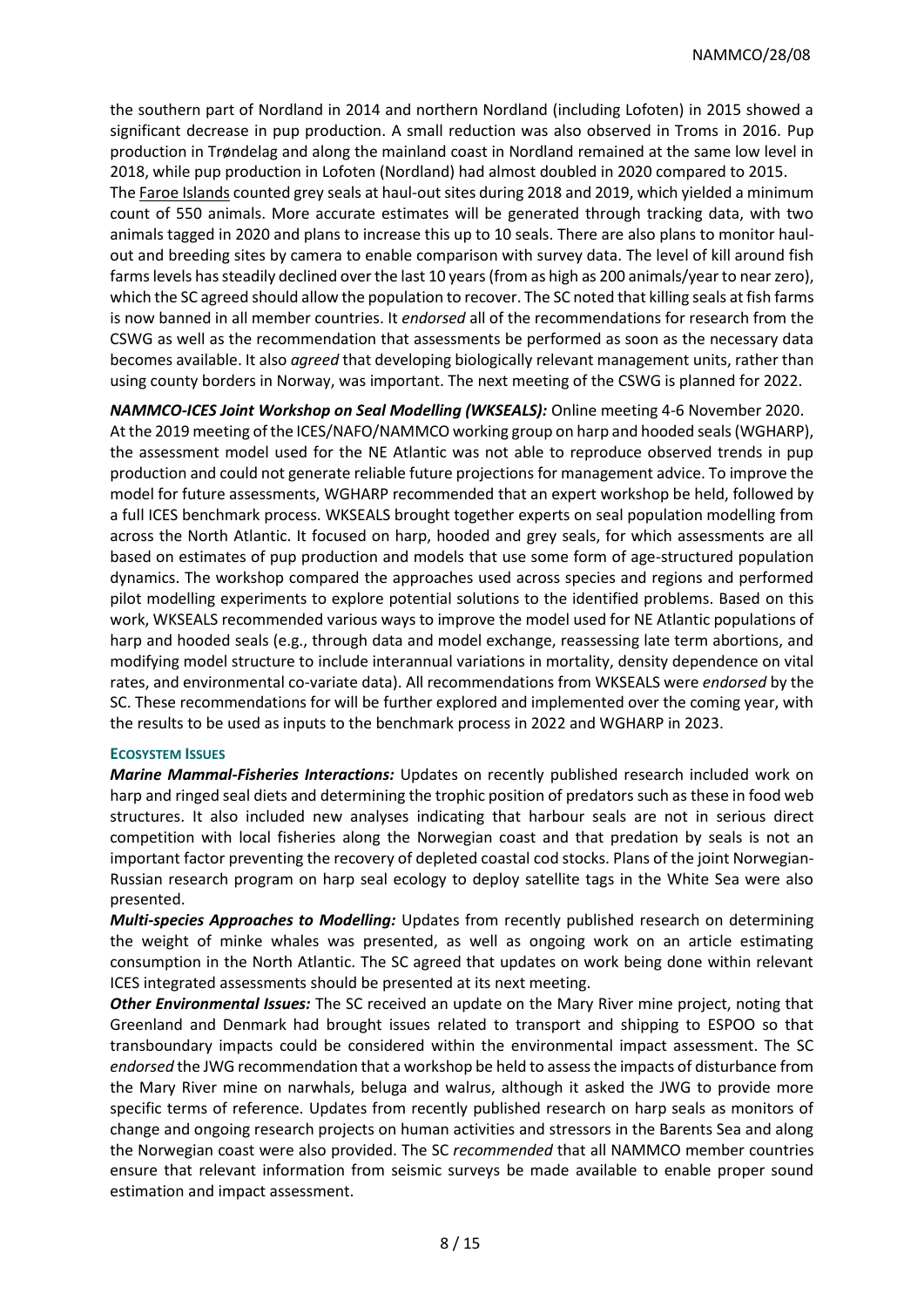the southern part of Nordland in 2014 and northern Nordland (including Lofoten) in 2015 showed a significant decrease in pup production. A small reduction was also observed in Troms in 2016. Pup production in Trøndelag and along the mainland coast in Nordland remained at the same low level in 2018, while pup production in Lofoten (Nordland) had almost doubled in 2020 compared to 2015.

The Faroe Islands counted grey seals at haul-out sites during 2018 and 2019, which yielded a minimum count of 550 animals. More accurate estimates will be generated through tracking data, with two animals tagged in 2020 and plans to increase this up to 10 seals. There are also plans to monitor haul-out and breeding sites by camera to enable comparison with survey data. The level of kill around fish farms levels has steadily declined over the last 10 years (from as high as 200 animals/year to near zero), which the SC agreed should allow the population to recover. The SC noted that killing seals at fish farms is now banned in all member countries. It *endorsed* all of the recommendations for research from the CSWG as well as the recommendation that assessments be performed as soon as the necessary data becomes available. It also *agreed* that developing biologically relevant management units, rather than using county borders in Norway, was important. The next meeting of the CSWG is planned for 2022.

***NAMMCO-ICES Joint Workshop on Seal Modelling (WKSEALS):*** Online meeting 4-6 November 2020. At the 2019 meeting of the ICES/NAFO/NAMMCO working group on harp and hooded seals (WGHARP), the assessment model used for the NE Atlantic was not able to reproduce observed trends in pup production and could not generate reliable future projections for management advice. To improve the model for future assessments, WGHARP recommended that an expert workshop be held, followed by a full ICES benchmark process. WKSEALS brought together experts on seal population modelling from across the North Atlantic. It focused on harp, hooded and grey seals, for which assessments are all based on estimates of pup production and models that use some form of age-structured population dynamics. The workshop compared the approaches used across species and regions and performed pilot modelling experiments to explore potential solutions to the identified problems. Based on this work, WKSEALS recommended various ways to improve the model used for NE Atlantic populations of harp and hooded seals (e.g., through data and model exchange, reassessing late term abortions, and modifying model structure to include interannual variations in mortality, density dependence on vital rates, and environmental co-variate data). All recommendations from WKSEALS were *endorsed* by the SC. These recommendations for will be further explored and implemented over the coming year, with the results to be used as inputs to the benchmark process in 2022 and WGHARP in 2023.

#### ECOSYSTEM ISSUES

***Marine Mammal-Fisheries Interactions:*** Updates on recently published research included work on harp and ringed seal diets and determining the trophic position of predators such as these in food web structures. It also included new analyses indicating that harbour seals are not in serious direct competition with local fisheries along the Norwegian coast and that predation by seals is not an important factor preventing the recovery of depleted coastal cod stocks. Plans of the joint Norwegian-Russian research program on harp seal ecology to deploy satellite tags in the White Sea were also presented.

***Multi-species Approaches to Modelling:*** Updates from recently published research on determining the weight of minke whales was presented, as well as ongoing work on an article estimating consumption in the North Atlantic. The SC agreed that updates on work being done within relevant ICES integrated assessments should be presented at its next meeting.

***Other Environmental Issues:*** The SC received an update on the Mary River mine project, noting that Greenland and Denmark had brought issues related to transport and shipping to ESPOO so that transboundary impacts could be considered within the environmental impact assessment. The SC *endorsed* the JWG recommendation that a workshop be held to assess the impacts of disturbance from the Mary River mine on narwhals, beluga and walrus, although it asked the JWG to provide more specific terms of reference. Updates from recently published research on harp seals as monitors of change and ongoing research projects on human activities and stressors in the Barents Sea and along the Norwegian coast were also provided. The SC *recommended* that all NAMMCO member countries ensure that relevant information from seismic surveys be made available to enable proper sound estimation and impact assessment.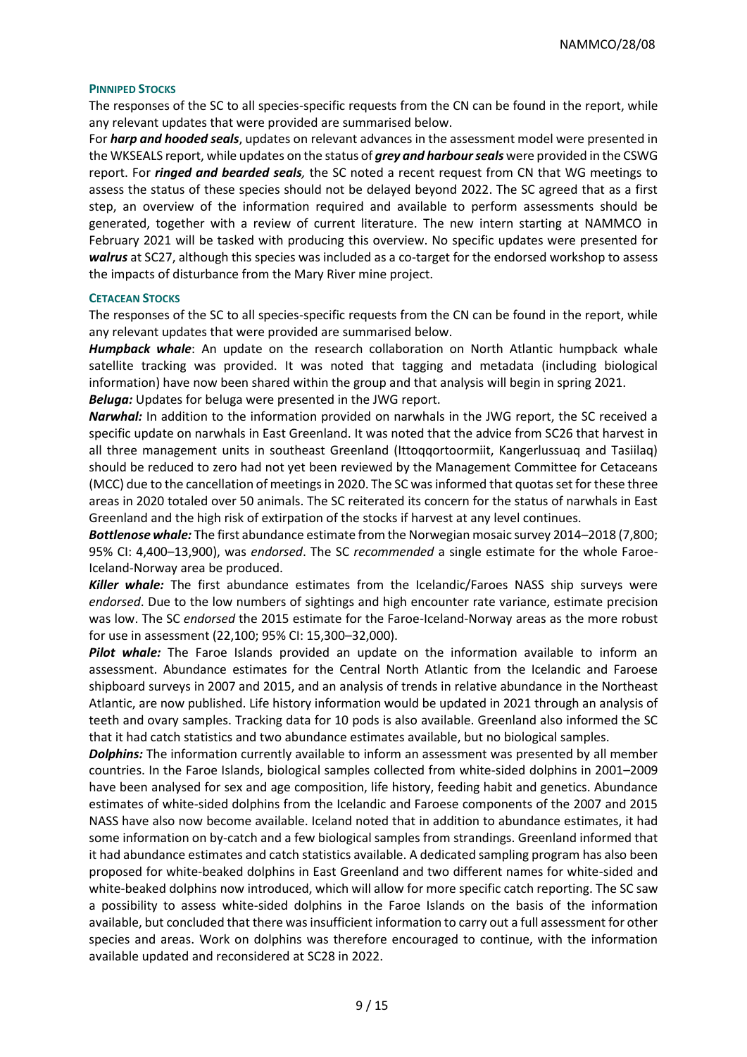#### PINNIPED STOCKS

The responses of the SC to all species-specific requests from the CN can be found in the report, while any relevant updates that were provided are summarised below.

For ***harp and hooded seals***, updates on relevant advances in the assessment model were presented in the WKSEALS report, while updates on the status of ***grey and harbour seals*** were provided in the CSWG report. For ***ringed and bearded seals,*** the SC noted a recent request from CN that WG meetings to assess the status of these species should not be delayed beyond 2022. The SC agreed that as a first step, an overview of the information required and available to perform assessments should be generated, together with a review of current literature. The new intern starting at NAMMCO in February 2021 will be tasked with producing this overview. No specific updates were presented for ***walrus*** at SC27, although this species was included as a co-target for the endorsed workshop to assess the impacts of disturbance from the Mary River mine project.

#### CETACEAN STOCKS

The responses of the SC to all species-specific requests from the CN can be found in the report, while any relevant updates that were provided are summarised below.

***Humpback whale***: An update on the research collaboration on North Atlantic humpback whale satellite tracking was provided. It was noted that tagging and metadata (including biological information) have now been shared within the group and that analysis will begin in spring 2021.

***Beluga:*** Updates for beluga were presented in the JWG report.

***Narwhal:*** In addition to the information provided on narwhals in the JWG report, the SC received a specific update on narwhals in East Greenland. It was noted that the advice from SC26 that harvest in all three management units in southeast Greenland (Ittoqqortoormiit, Kangerlussuaq and Tasiilaq) should be reduced to zero had not yet been reviewed by the Management Committee for Cetaceans (MCC) due to the cancellation of meetings in 2020. The SC was informed that quotas set for these three areas in 2020 totaled over 50 animals. The SC reiterated its concern for the status of narwhals in East Greenland and the high risk of extirpation of the stocks if harvest at any level continues.

***Bottlenose whale:*** The first abundance estimate from the Norwegian mosaic survey 2014–2018 (7,800; 95% CI: 4,400–13,900), was *endorsed*. The SC *recommended* a single estimate for the whole Faroe-Iceland-Norway area be produced.

***Killer whale:*** The first abundance estimates from the Icelandic/Faroes NASS ship surveys were *endorsed*. Due to the low numbers of sightings and high encounter rate variance, estimate precision was low. The SC *endorsed* the 2015 estimate for the Faroe-Iceland-Norway areas as the more robust for use in assessment (22,100; 95% CI: 15,300–32,000).

***Pilot whale:*** The Faroe Islands provided an update on the information available to inform an assessment. Abundance estimates for the Central North Atlantic from the Icelandic and Faroese shipboard surveys in 2007 and 2015, and an analysis of trends in relative abundance in the Northeast Atlantic, are now published. Life history information would be updated in 2021 through an analysis of teeth and ovary samples. Tracking data for 10 pods is also available. Greenland also informed the SC that it had catch statistics and two abundance estimates available, but no biological samples.

***Dolphins:*** The information currently available to inform an assessment was presented by all member countries. In the Faroe Islands, biological samples collected from white-sided dolphins in 2001–2009 have been analysed for sex and age composition, life history, feeding habit and genetics. Abundance estimates of white-sided dolphins from the Icelandic and Faroese components of the 2007 and 2015 NASS have also now become available. Iceland noted that in addition to abundance estimates, it had some information on by-catch and a few biological samples from strandings. Greenland informed that it had abundance estimates and catch statistics available. A dedicated sampling program has also been proposed for white-beaked dolphins in East Greenland and two different names for white-sided and white-beaked dolphins now introduced, which will allow for more specific catch reporting. The SC saw a possibility to assess white-sided dolphins in the Faroe Islands on the basis of the information available, but concluded that there was insufficient information to carry out a full assessment for other species and areas. Work on dolphins was therefore encouraged to continue, with the information available updated and reconsidered at SC28 in 2022.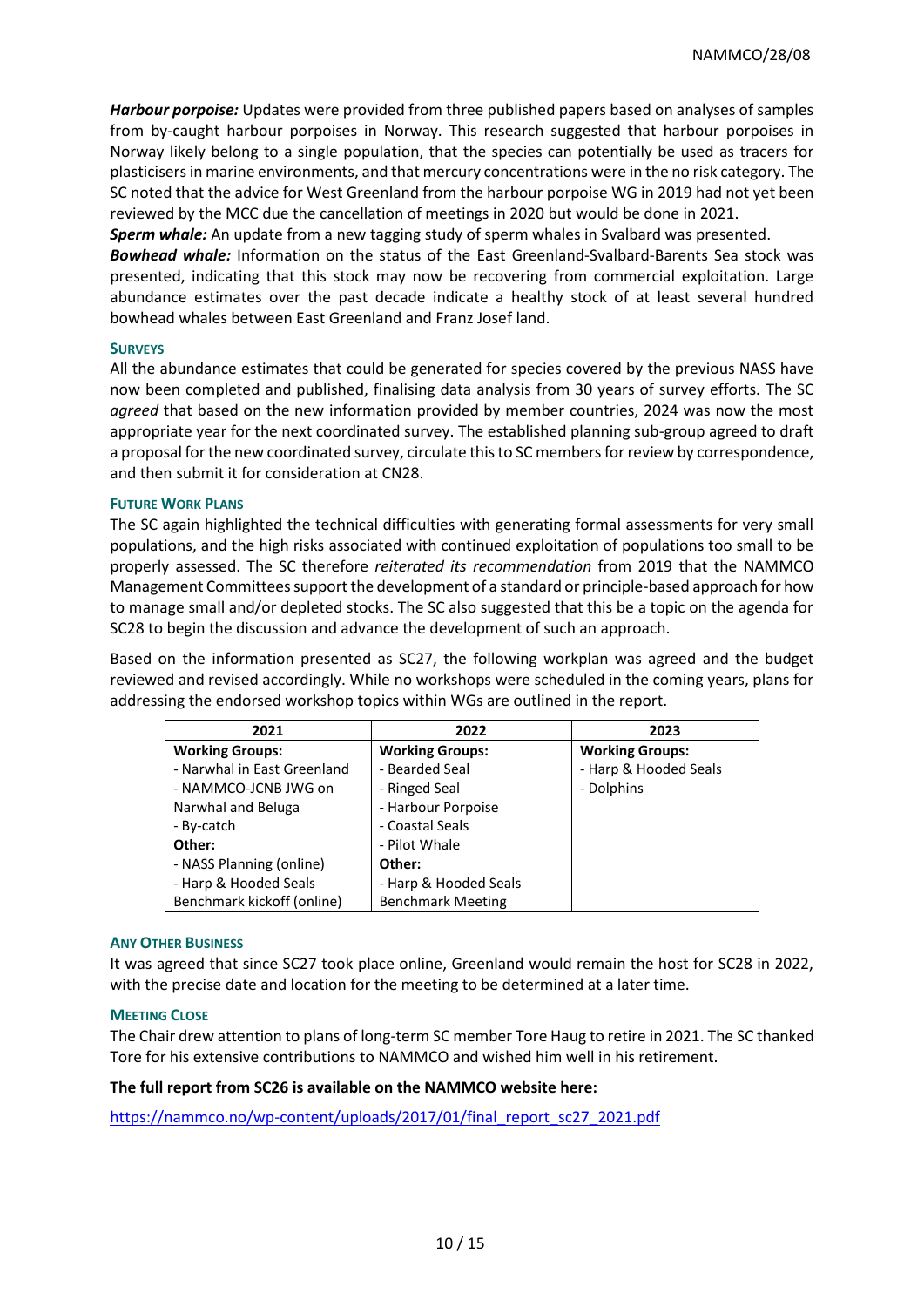***Harbour porpoise:*** Updates were provided from three published papers based on analyses of samples from by-caught harbour porpoises in Norway. This research suggested that harbour porpoises in Norway likely belong to a single population, that the species can potentially be used as tracers for plasticisers in marine environments, and that mercury concentrations were in the no risk category. The SC noted that the advice for West Greenland from the harbour porpoise WG in 2019 had not yet been reviewed by the MCC due the cancellation of meetings in 2020 but would be done in 2021.

***Sperm whale:*** An update from a new tagging study of sperm whales in Svalbard was presented.

***Bowhead whale:*** Information on the status of the East Greenland-Svalbard-Barents Sea stock was presented, indicating that this stock may now be recovering from commercial exploitation. Large abundance estimates over the past decade indicate a healthy stock of at least several hundred bowhead whales between East Greenland and Franz Josef land.

### Surveys

All the abundance estimates that could be generated for species covered by the previous NASS have now been completed and published, finalising data analysis from 30 years of survey efforts. The SC *agreed* that based on the new information provided by member countries, 2024 was now the most appropriate year for the next coordinated survey. The established planning sub-group agreed to draft a proposal for the new coordinated survey, circulate this to SC members for review by correspondence, and then submit it for consideration at CN28.

### Future Work Plans

The SC again highlighted the technical difficulties with generating formal assessments for very small populations, and the high risks associated with continued exploitation of populations too small to be properly assessed. The SC therefore *reiterated its recommendation* from 2019 that the NAMMCO Management Committees support the development of a standard or principle-based approach for how to manage small and/or depleted stocks. The SC also suggested that this be a topic on the agenda for SC28 to begin the discussion and advance the development of such an approach.

Based on the information presented as SC27, the following workplan was agreed and the budget reviewed and revised accordingly. While no workshops were scheduled in the coming years, plans for addressing the endorsed workshop topics within WGs are outlined in the report.

| 2021 | 2022 | 2023 |
|---|---|---|
| **Working Groups:**<br>- Narwhal in East Greenland<br>- NAMMCO-JCNB JWG on Narwhal and Beluga<br>- By-catch<br>**Other:**<br>- NASS Planning (online)<br>- Harp & Hooded Seals Benchmark kickoff (online) | **Working Groups:**<br>- Bearded Seal<br>- Ringed Seal<br>- Harbour Porpoise<br>- Coastal Seals<br>- Pilot Whale<br>**Other:**<br>- Harp & Hooded Seals Benchmark Meeting | **Working Groups:**<br>- Harp & Hooded Seals<br>- Dolphins |

### Any Other Business

It was agreed that since SC27 took place online, Greenland would remain the host for SC28 in 2022, with the precise date and location for the meeting to be determined at a later time.

### Meeting Close

The Chair drew attention to plans of long-term SC member Tore Haug to retire in 2021. The SC thanked Tore for his extensive contributions to NAMMCO and wished him well in his retirement.

**The full report from SC26 is available on the NAMMCO website here:**

https://nammco.no/wp-content/uploads/2017/01/final_report_sc27_2021.pdf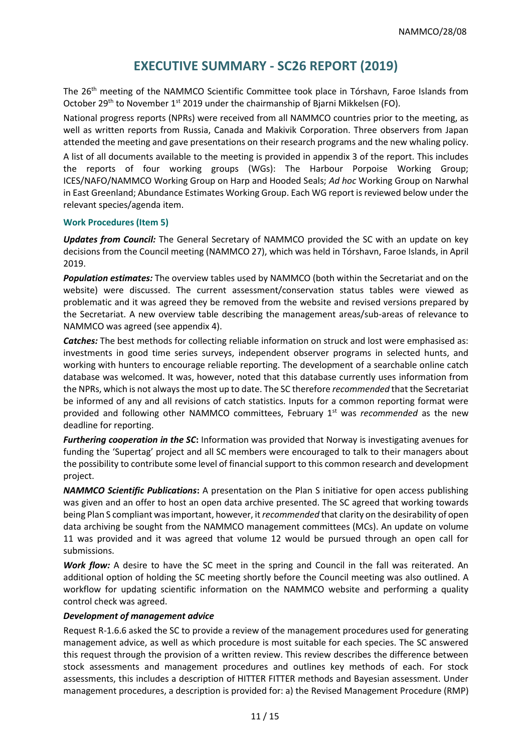# EXECUTIVE SUMMARY - SC26 REPORT (2019)

The 26th meeting of the NAMMCO Scientific Committee took place in Tórshavn, Faroe Islands from October 29th to November 1st 2019 under the chairmanship of Bjarni Mikkelsen (FO).

National progress reports (NPRs) were received from all NAMMCO countries prior to the meeting, as well as written reports from Russia, Canada and Makivik Corporation. Three observers from Japan attended the meeting and gave presentations on their research programs and the new whaling policy.

A list of all documents available to the meeting is provided in appendix 3 of the report. This includes the reports of four working groups (WGs): The Harbour Porpoise Working Group; ICES/NAFO/NAMMCO Working Group on Harp and Hooded Seals; *Ad hoc* Working Group on Narwhal in East Greenland; Abundance Estimates Working Group. Each WG report is reviewed below under the relevant species/agenda item.

### Work Procedures (Item 5)

***Updates from Council:*** The General Secretary of NAMMCO provided the SC with an update on key decisions from the Council meeting (NAMMCO 27), which was held in Tórshavn, Faroe Islands, in April 2019.

***Population estimates:*** The overview tables used by NAMMCO (both within the Secretariat and on the website) were discussed. The current assessment/conservation status tables were viewed as problematic and it was agreed they be removed from the website and revised versions prepared by the Secretariat. A new overview table describing the management areas/sub-areas of relevance to NAMMCO was agreed (see appendix 4).

***Catches:*** The best methods for collecting reliable information on struck and lost were emphasised as: investments in good time series surveys, independent observer programs in selected hunts, and working with hunters to encourage reliable reporting. The development of a searchable online catch database was welcomed. It was, however, noted that this database currently uses information from the NPRs, which is not always the most up to date. The SC therefore *recommended* that the Secretariat be informed of any and all revisions of catch statistics. Inputs for a common reporting format were provided and following other NAMMCO committees, February 1st was *recommended* as the new deadline for reporting.

***Furthering cooperation in the SC*:** Information was provided that Norway is investigating avenues for funding the 'Supertag' project and all SC members were encouraged to talk to their managers about the possibility to contribute some level of financial support to this common research and development project.

***NAMMCO Scientific Publications*:** A presentation on the Plan S initiative for open access publishing was given and an offer to host an open data archive presented. The SC agreed that working towards being Plan S compliant was important, however, it *recommended* that clarity on the desirability of open data archiving be sought from the NAMMCO management committees (MCs). An update on volume 11 was provided and it was agreed that volume 12 would be pursued through an open call for submissions.

***Work flow:*** A desire to have the SC meet in the spring and Council in the fall was reiterated. An additional option of holding the SC meeting shortly before the Council meeting was also outlined. A workflow for updating scientific information on the NAMMCO website and performing a quality control check was agreed.

***Development of management advice***

Request R-1.6.6 asked the SC to provide a review of the management procedures used for generating management advice, as well as which procedure is most suitable for each species. The SC answered this request through the provision of a written review. This review describes the difference between stock assessments and management procedures and outlines key methods of each. For stock assessments, this includes a description of HITTER FITTER methods and Bayesian assessment. Under management procedures, a description is provided for: a) the Revised Management Procedure (RMP)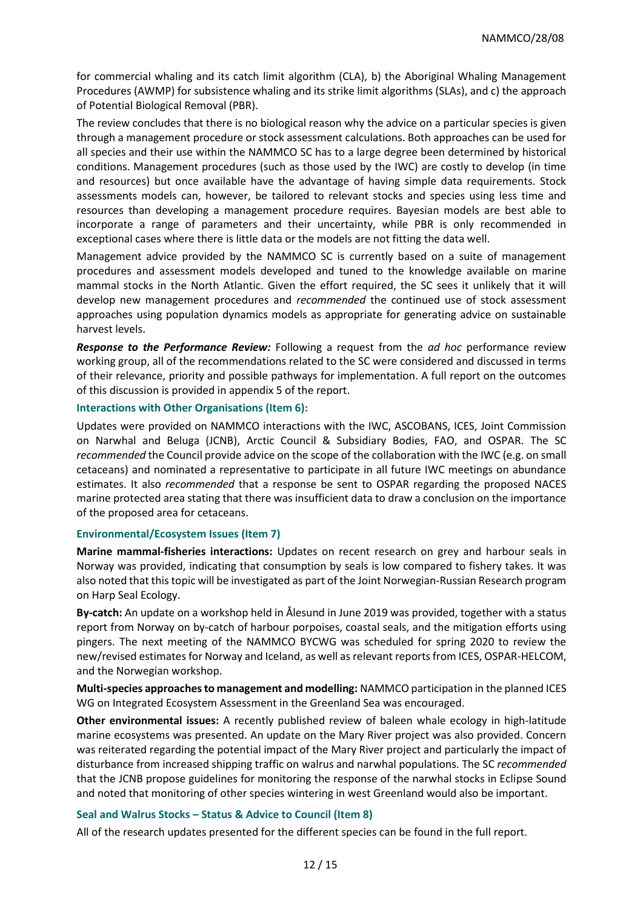for commercial whaling and its catch limit algorithm (CLA), b) the Aboriginal Whaling Management Procedures (AWMP) for subsistence whaling and its strike limit algorithms (SLAs), and c) the approach of Potential Biological Removal (PBR).

The review concludes that there is no biological reason why the advice on a particular species is given through a management procedure or stock assessment calculations. Both approaches can be used for all species and their use within the NAMMCO SC has to a large degree been determined by historical conditions. Management procedures (such as those used by the IWC) are costly to develop (in time and resources) but once available have the advantage of having simple data requirements. Stock assessments models can, however, be tailored to relevant stocks and species using less time and resources than developing a management procedure requires. Bayesian models are best able to incorporate a range of parameters and their uncertainty, while PBR is only recommended in exceptional cases where there is little data or the models are not fitting the data well.

Management advice provided by the NAMMCO SC is currently based on a suite of management procedures and assessment models developed and tuned to the knowledge available on marine mammal stocks in the North Atlantic. Given the effort required, the SC sees it unlikely that it will develop new management procedures and *recommended* the continued use of stock assessment approaches using population dynamics models as appropriate for generating advice on sustainable harvest levels.

***Response to the Performance Review:*** Following a request from the *ad hoc* performance review working group, all of the recommendations related to the SC were considered and discussed in terms of their relevance, priority and possible pathways for implementation. A full report on the outcomes of this discussion is provided in appendix 5 of the report.

### Interactions with Other Organisations (Item 6):

Updates were provided on NAMMCO interactions with the IWC, ASCOBANS, ICES, Joint Commission on Narwhal and Beluga (JCNB), Arctic Council & Subsidiary Bodies, FAO, and OSPAR. The SC *recommended* the Council provide advice on the scope of the collaboration with the IWC (e.g. on small cetaceans) and nominated a representative to participate in all future IWC meetings on abundance estimates. It also *recommended* that a response be sent to OSPAR regarding the proposed NACES marine protected area stating that there was insufficient data to draw a conclusion on the importance of the proposed area for cetaceans.

### Environmental/Ecosystem Issues (Item 7)

**Marine mammal-fisheries interactions:** Updates on recent research on grey and harbour seals in Norway was provided, indicating that consumption by seals is low compared to fishery takes. It was also noted that this topic will be investigated as part of the Joint Norwegian-Russian Research program on Harp Seal Ecology.

**By-catch:** An update on a workshop held in Ålesund in June 2019 was provided, together with a status report from Norway on by-catch of harbour porpoises, coastal seals, and the mitigation efforts using pingers. The next meeting of the NAMMCO BYCWG was scheduled for spring 2020 to review the new/revised estimates for Norway and Iceland, as well as relevant reports from ICES, OSPAR-HELCOM, and the Norwegian workshop.

**Multi-species approaches to management and modelling:** NAMMCO participation in the planned ICES WG on Integrated Ecosystem Assessment in the Greenland Sea was encouraged.

**Other environmental issues:** A recently published review of baleen whale ecology in high-latitude marine ecosystems was presented. An update on the Mary River project was also provided. Concern was reiterated regarding the potential impact of the Mary River project and particularly the impact of disturbance from increased shipping traffic on walrus and narwhal populations. The SC *recommended* that the JCNB propose guidelines for monitoring the response of the narwhal stocks in Eclipse Sound and noted that monitoring of other species wintering in west Greenland would also be important.

### Seal and Walrus Stocks – Status & Advice to Council (Item 8)

All of the research updates presented for the different species can be found in the full report.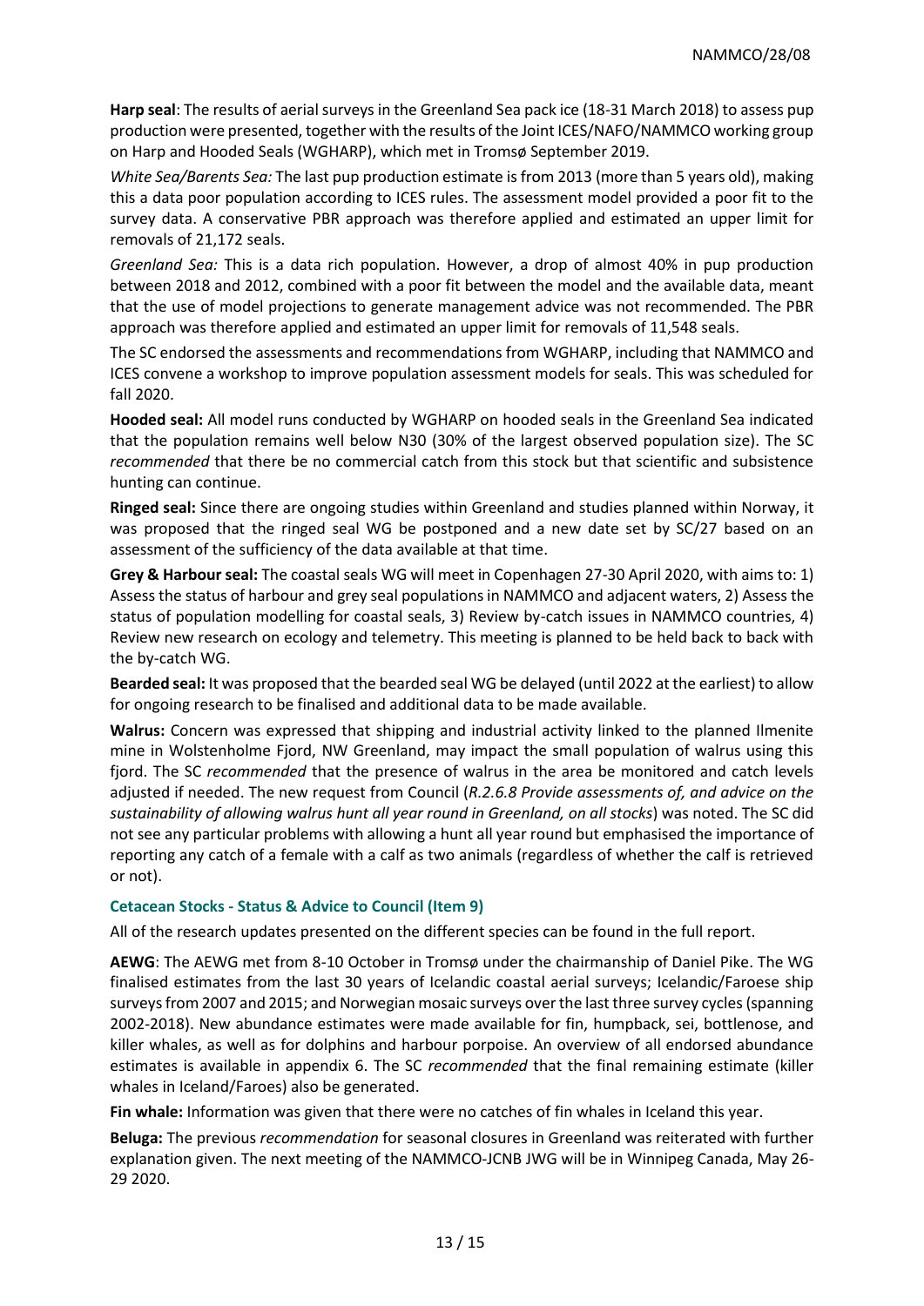**Harp seal**: The results of aerial surveys in the Greenland Sea pack ice (18-31 March 2018) to assess pup production were presented, together with the results of the Joint ICES/NAFO/NAMMCO working group on Harp and Hooded Seals (WGHARP), which met in Tromsø September 2019.

*White Sea/Barents Sea:* The last pup production estimate is from 2013 (more than 5 years old), making this a data poor population according to ICES rules. The assessment model provided a poor fit to the survey data. A conservative PBR approach was therefore applied and estimated an upper limit for removals of 21,172 seals.

*Greenland Sea:* This is a data rich population. However, a drop of almost 40% in pup production between 2018 and 2012, combined with a poor fit between the model and the available data, meant that the use of model projections to generate management advice was not recommended. The PBR approach was therefore applied and estimated an upper limit for removals of 11,548 seals.

The SC endorsed the assessments and recommendations from WGHARP, including that NAMMCO and ICES convene a workshop to improve population assessment models for seals. This was scheduled for fall 2020.

**Hooded seal:** All model runs conducted by WGHARP on hooded seals in the Greenland Sea indicated that the population remains well below N30 (30% of the largest observed population size). The SC *recommended* that there be no commercial catch from this stock but that scientific and subsistence hunting can continue.

**Ringed seal:** Since there are ongoing studies within Greenland and studies planned within Norway, it was proposed that the ringed seal WG be postponed and a new date set by SC/27 based on an assessment of the sufficiency of the data available at that time.

**Grey & Harbour seal:** The coastal seals WG will meet in Copenhagen 27-30 April 2020, with aims to: 1) Assess the status of harbour and grey seal populations in NAMMCO and adjacent waters, 2) Assess the status of population modelling for coastal seals, 3) Review by-catch issues in NAMMCO countries, 4) Review new research on ecology and telemetry. This meeting is planned to be held back to back with the by-catch WG.

**Bearded seal:** It was proposed that the bearded seal WG be delayed (until 2022 at the earliest) to allow for ongoing research to be finalised and additional data to be made available.

**Walrus:** Concern was expressed that shipping and industrial activity linked to the planned Ilmenite mine in Wolstenholme Fjord, NW Greenland, may impact the small population of walrus using this fjord. The SC *recommended* that the presence of walrus in the area be monitored and catch levels adjusted if needed. The new request from Council (*R.2.6.8 Provide assessments of, and advice on the sustainability of allowing walrus hunt all year round in Greenland, on all stocks*) was noted. The SC did not see any particular problems with allowing a hunt all year round but emphasised the importance of reporting any catch of a female with a calf as two animals (regardless of whether the calf is retrieved or not).

### Cetacean Stocks - Status & Advice to Council (Item 9)

All of the research updates presented on the different species can be found in the full report.

**AEWG**: The AEWG met from 8-10 October in Tromsø under the chairmanship of Daniel Pike. The WG finalised estimates from the last 30 years of Icelandic coastal aerial surveys; Icelandic/Faroese ship surveys from 2007 and 2015; and Norwegian mosaic surveys over the last three survey cycles (spanning 2002-2018). New abundance estimates were made available for fin, humpback, sei, bottlenose, and killer whales, as well as for dolphins and harbour porpoise. An overview of all endorsed abundance estimates is available in appendix 6. The SC *recommended* that the final remaining estimate (killer whales in Iceland/Faroes) also be generated.

**Fin whale:** Information was given that there were no catches of fin whales in Iceland this year.

**Beluga:** The previous *recommendation* for seasonal closures in Greenland was reiterated with further explanation given. The next meeting of the NAMMCO-JCNB JWG will be in Winnipeg Canada, May 26-29 2020.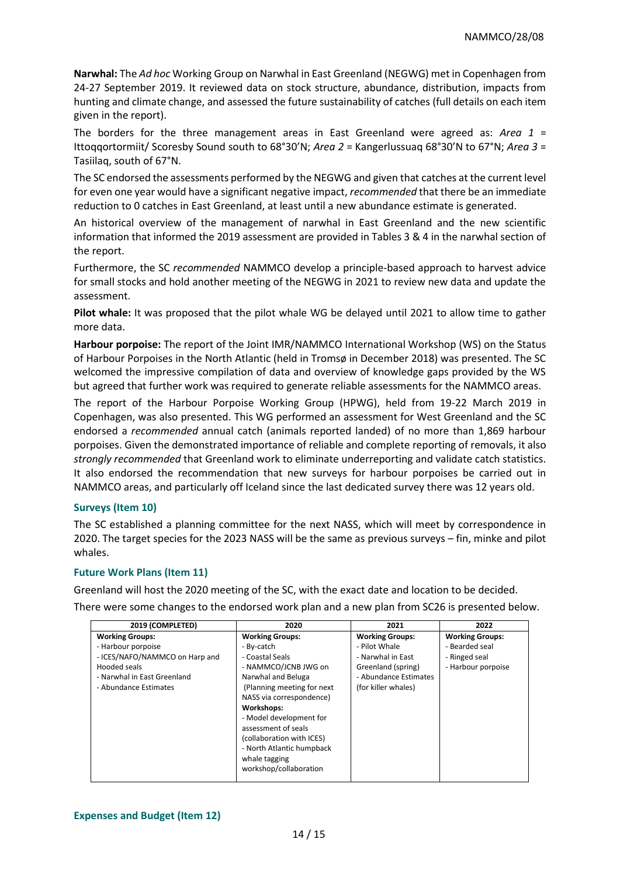**Narwhal:** The *Ad hoc* Working Group on Narwhal in East Greenland (NEGWG) met in Copenhagen from 24-27 September 2019. It reviewed data on stock structure, abundance, distribution, impacts from hunting and climate change, and assessed the future sustainability of catches (full details on each item given in the report).

The borders for the three management areas in East Greenland were agreed as: *Area 1* = Ittoqqortormiit/ Scoresby Sound south to 68°30'N; *Area 2* = Kangerlussuaq 68°30'N to 67°N; *Area 3* = Tasiilaq, south of 67°N.

The SC endorsed the assessments performed by the NEGWG and given that catches at the current level for even one year would have a significant negative impact, *recommended* that there be an immediate reduction to 0 catches in East Greenland, at least until a new abundance estimate is generated.

An historical overview of the management of narwhal in East Greenland and the new scientific information that informed the 2019 assessment are provided in Tables 3 & 4 in the narwhal section of the report.

Furthermore, the SC *recommended* NAMMCO develop a principle-based approach to harvest advice for small stocks and hold another meeting of the NEGWG in 2021 to review new data and update the assessment.

**Pilot whale:** It was proposed that the pilot whale WG be delayed until 2021 to allow time to gather more data.

**Harbour porpoise:** The report of the Joint IMR/NAMMCO International Workshop (WS) on the Status of Harbour Porpoises in the North Atlantic (held in Tromsø in December 2018) was presented. The SC welcomed the impressive compilation of data and overview of knowledge gaps provided by the WS but agreed that further work was required to generate reliable assessments for the NAMMCO areas.

The report of the Harbour Porpoise Working Group (HPWG), held from 19-22 March 2019 in Copenhagen, was also presented. This WG performed an assessment for West Greenland and the SC endorsed a *recommended* annual catch (animals reported landed) of no more than 1,869 harbour porpoises. Given the demonstrated importance of reliable and complete reporting of removals, it also *strongly recommended* that Greenland work to eliminate underreporting and validate catch statistics. It also endorsed the recommendation that new surveys for harbour porpoises be carried out in NAMMCO areas, and particularly off Iceland since the last dedicated survey there was 12 years old.

### Surveys (Item 10)

The SC established a planning committee for the next NASS, which will meet by correspondence in 2020. The target species for the 2023 NASS will be the same as previous surveys – fin, minke and pilot whales.

### Future Work Plans (Item 11)

Greenland will host the 2020 meeting of the SC, with the exact date and location to be decided.

There were some changes to the endorsed work plan and a new plan from SC26 is presented below.

| 2019 (COMPLETED) | 2020 | 2021 | 2022 |
|---|---|---|---|
| **Working Groups:**<br>- Harbour porpoise<br>- ICES/NAFO/NAMMCO on Harp and Hooded seals<br>- Narwhal in East Greenland<br>- Abundance Estimates | **Working Groups:**<br>- By-catch<br>- Coastal Seals<br>- NAMMCO/JCNB JWG on Narwhal and Beluga<br>(Planning meeting for next NASS via correspondence)<br>**Workshops:**<br>- Model development for assessment of seals (collaboration with ICES)<br>- North Atlantic humpback whale tagging workshop/collaboration | **Working Groups:**<br>- Pilot Whale<br>- Narwhal in East Greenland (spring)<br>- Abundance Estimates (for killer whales) | **Working Groups:**<br>- Bearded seal<br>- Ringed seal<br>- Harbour porpoise |

### Expenses and Budget (Item 12)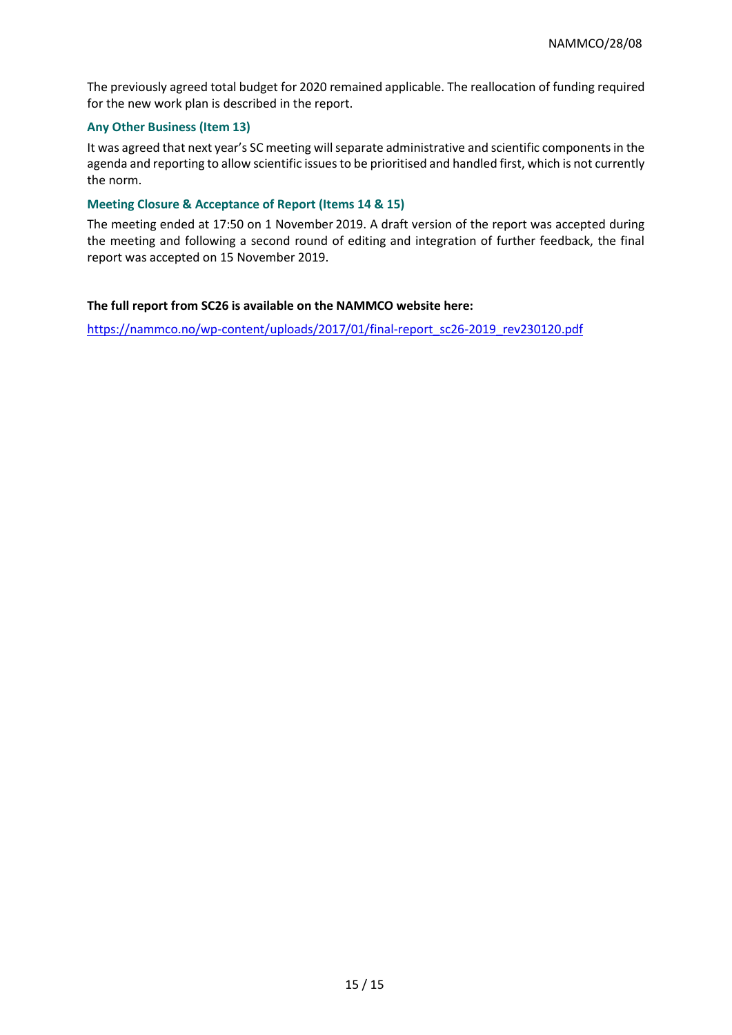The previously agreed total budget for 2020 remained applicable. The reallocation of funding required for the new work plan is described in the report.

### Any Other Business (Item 13)

It was agreed that next year's SC meeting will separate administrative and scientific components in the agenda and reporting to allow scientific issues to be prioritised and handled first, which is not currently the norm.

### Meeting Closure & Acceptance of Report (Items 14 & 15)

The meeting ended at 17:50 on 1 November 2019. A draft version of the report was accepted during the meeting and following a second round of editing and integration of further feedback, the final report was accepted on 15 November 2019.

**The full report from SC26 is available on the NAMMCO website here:**

https://nammco.no/wp-content/uploads/2017/01/final-report_sc26-2019_rev230120.pdf